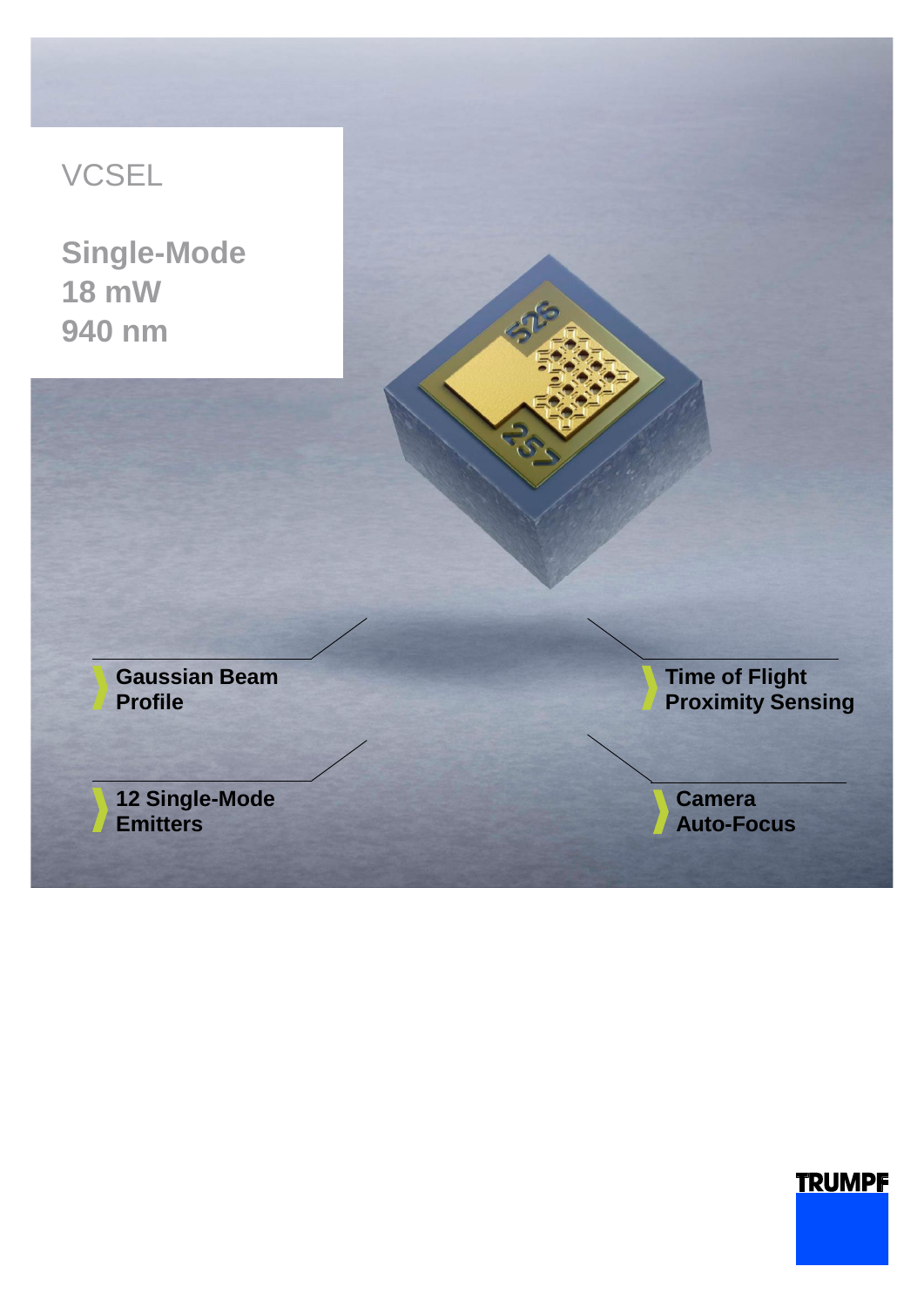# VCSEL

## Single-Mode
## 18 mW
## 940 nm

- **Gaussian Beam Profile**
- **12 Single-Mode Emitters**
- **Time of Flight Proximity Sensing**
- **Camera Auto-Focus**

TRUMPF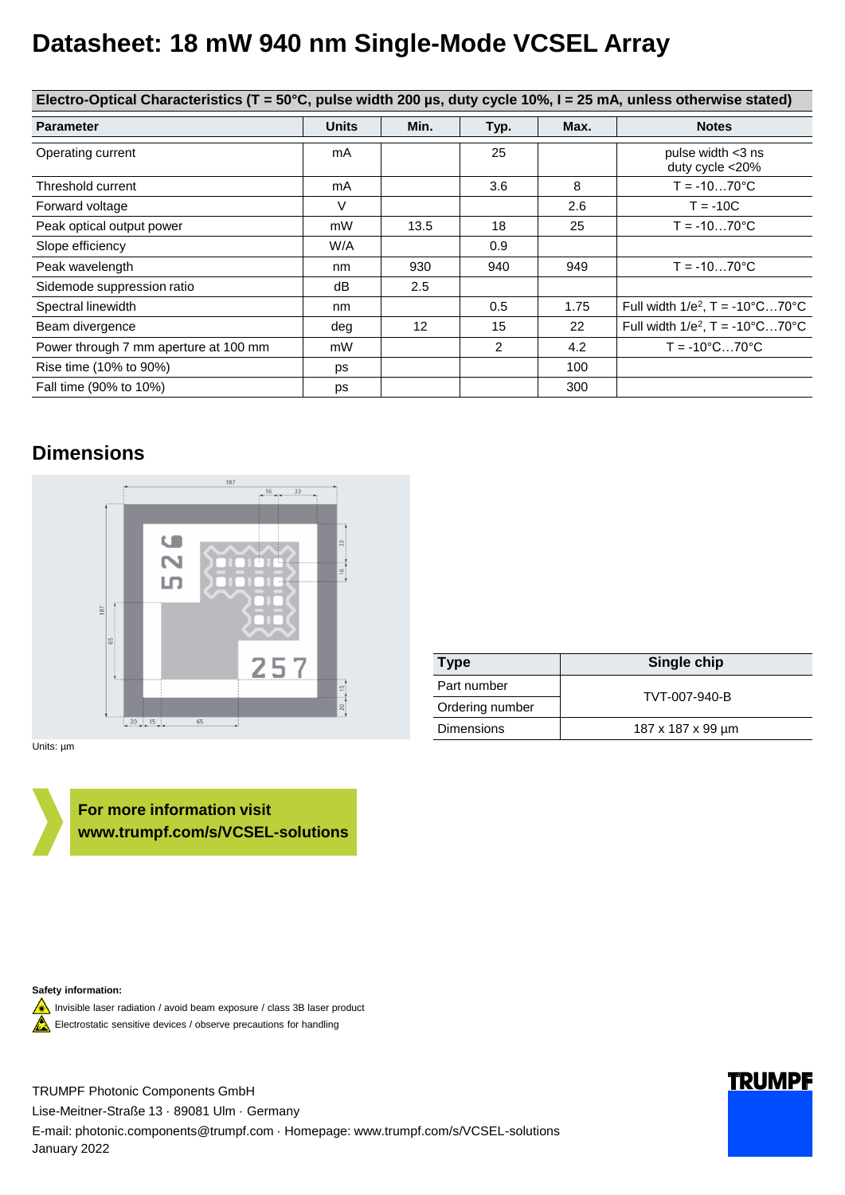# Datasheet: 18 mW 940 nm Single-Mode VCSEL Array

| Electro-Optical Characteristics (T = 50°C, pulse width 200 µs, duty cycle 10%, I = 25 mA, unless otherwise stated) | | | | | |
|---|---|---|---|---|---|
| **Parameter** | **Units** | **Min.** | **Typ.** | **Max.** | **Notes** |
| Operating current | mA | | 25 | | pulse width <3 ns duty cycle <20% |
| Threshold current | mA | | 3.6 | 8 | T = -10…70°C |
| Forward voltage | V | | | 2.6 | T = -10C |
| Peak optical output power | mW | 13.5 | 18 | 25 | T = -10…70°C |
| Slope efficiency | W/A | | 0.9 | | |
| Peak wavelength | nm | 930 | 940 | 949 | T = -10…70°C |
| Sidemode suppression ratio | dB | 2.5 | | | |
| Spectral linewidth | nm | | 0.5 | 1.75 | Full width $1/e^2$, T = -10°C…70°C |
| Beam divergence | deg | 12 | 15 | 22 | Full width $1/e^2$, T = -10°C…70°C |
| Power through 7 mm aperture at 100 mm | mW | | 2 | 4.2 | T = -10°C…70°C |
| Rise time (10% to 90%) | ps | | | 100 | |
| Fall time (90% to 10%) | ps | | | 300 | |

## Dimensions

187
16
33
33
16
187
65
257
15
20
20
15
65

Units: µm

| Type | Single chip |
|---|---|
| Part number | TVT-007-940-B |
| Ordering number | TVT-007-940-B |
| Dimensions | 187 x 187 x 99 µm |

**For more information visit www.trumpf.com/s/VCSEL-solutions**

**Safety information:**

Invisible laser radiation / avoid beam exposure / class 3B laser product

Electrostatic sensitive devices / observe precautions for handling

TRUMPF Photonic Components GmbH
Lise-Meitner-Straße 13 · 89081 Ulm · Germany
E-mail: photonic.components@trumpf.com · Homepage: www.trumpf.com/s/VCSEL-solutions
January 2022

TRUMPF